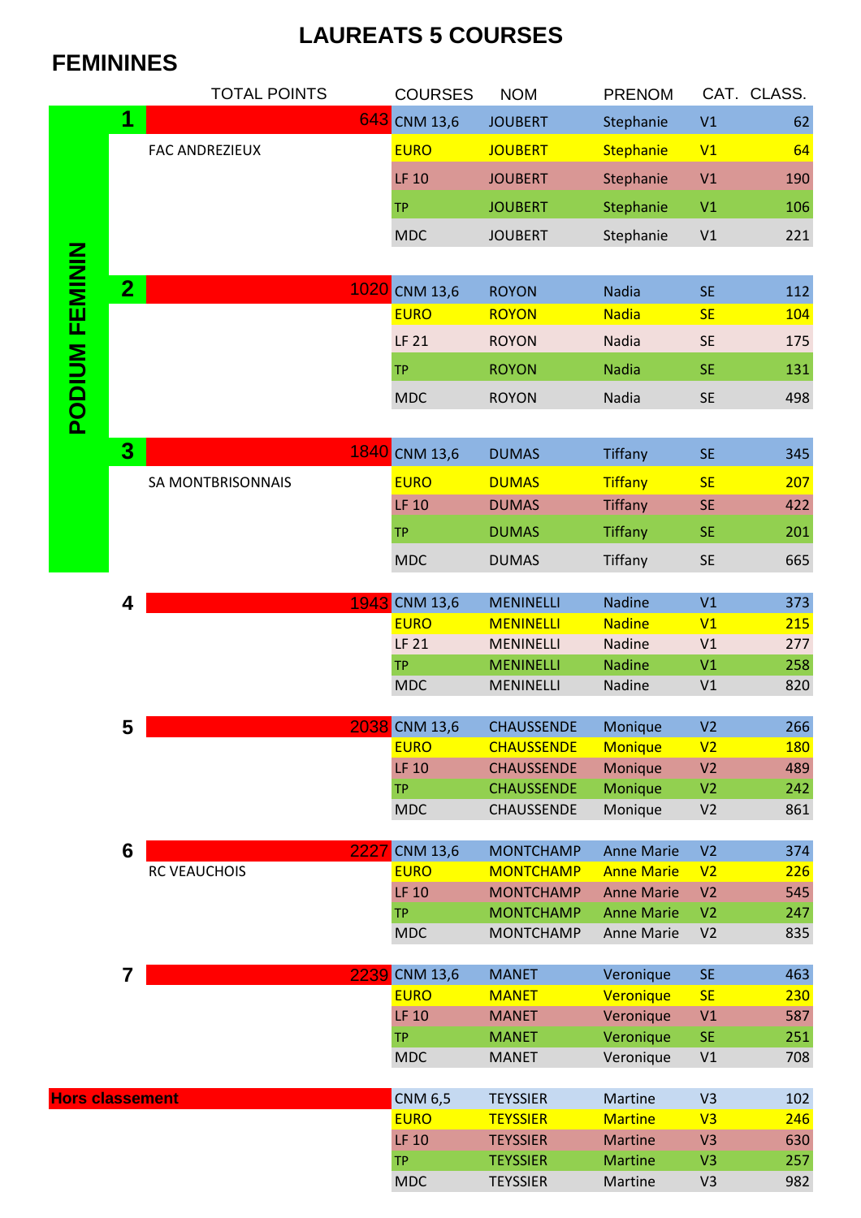# LAUREATS 5 COURSES

## FEMININES

**PODIUM FEMININ**

| | | TOTAL POINTS | COURSES | NOM | PRENOM | CAT. | CLASS. |
|---|---|---|---|---|---|---|---|
| 1 | | 643 | CNM 13,6 | JOUBERT | Stephanie | V1 | 62 |
| | FAC ANDREZIEUX | | EURO | JOUBERT | Stephanie | V1 | 64 |
| | | | LF 10 | JOUBERT | Stephanie | V1 | 190 |
| | | | TP | JOUBERT | Stephanie | V1 | 106 |
| | | | MDC | JOUBERT | Stephanie | V1 | 221 |
| 2 | | 1020 | CNM 13,6 | ROYON | Nadia | SE | 112 |
| | | | EURO | ROYON | Nadia | SE | 104 |
| | | | LF 21 | ROYON | Nadia | SE | 175 |
| | | | TP | ROYON | Nadia | SE | 131 |
| | | | MDC | ROYON | Nadia | SE | 498 |
| 3 | | 1840 | CNM 13,6 | DUMAS | Tiffany | SE | 345 |
| | SA MONTBRISONNAIS | | EURO | DUMAS | Tiffany | SE | 207 |
| | | | LF 10 | DUMAS | Tiffany | SE | 422 |
| | | | TP | DUMAS | Tiffany | SE | 201 |
| | | | MDC | DUMAS | Tiffany | SE | 665 |
| 4 | | 1943 | CNM 13,6 | MENINELLI | Nadine | V1 | 373 |
| | | | EURO | MENINELLI | Nadine | V1 | 215 |
| | | | LF 21 | MENINELLI | Nadine | V1 | 277 |
| | | | TP | MENINELLI | Nadine | V1 | 258 |
| | | | MDC | MENINELLI | Nadine | V1 | 820 |
| 5 | | 2038 | CNM 13,6 | CHAUSSENDE | Monique | V2 | 266 |
| | | | EURO | CHAUSSENDE | Monique | V2 | 180 |
| | | | LF 10 | CHAUSSENDE | Monique | V2 | 489 |
| | | | TP | CHAUSSENDE | Monique | V2 | 242 |
| | | | MDC | CHAUSSENDE | Monique | V2 | 861 |
| 6 | | 2227 | CNM 13,6 | MONTCHAMP | Anne Marie | V2 | 374 |
| | RC VEAUCHOIS | | EURO | MONTCHAMP | Anne Marie | V2 | 226 |
| | | | LF 10 | MONTCHAMP | Anne Marie | V2 | 545 |
| | | | TP | MONTCHAMP | Anne Marie | V2 | 247 |
| | | | MDC | MONTCHAMP | Anne Marie | V2 | 835 |
| 7 | | 2239 | CNM 13,6 | MANET | Veronique | SE | 463 |
| | | | EURO | MANET | Veronique | SE | 230 |
| | | | LF 10 | MANET | Veronique | V1 | 587 |
| | | | TP | MANET | Veronique | SE | 251 |
| | | | MDC | MANET | Veronique | V1 | 708 |
| **Hors classement** | | | CNM 6,5 | TEYSSIER | Martine | V3 | 102 |
| | | | EURO | TEYSSIER | Martine | V3 | 246 |
| | | | LF 10 | TEYSSIER | Martine | V3 | 630 |
| | | | TP | TEYSSIER | Martine | V3 | 257 |
| | | | MDC | TEYSSIER | Martine | V3 | 982 |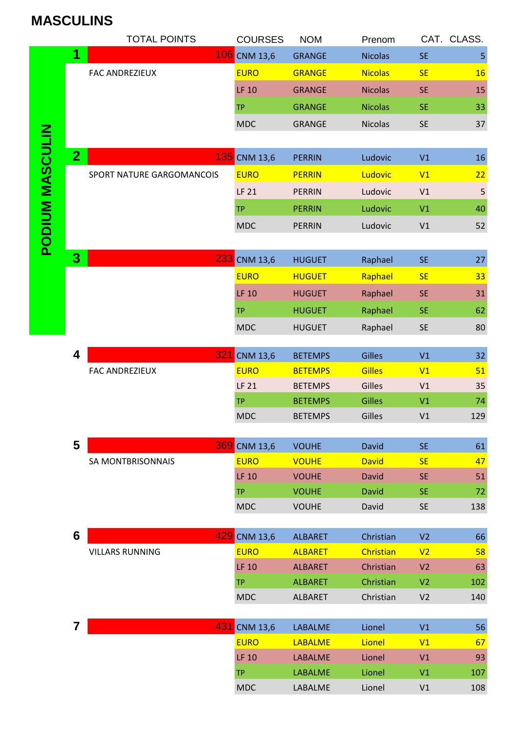# MASCULINS

**PODIUM MASCULIN**

| | TOTAL POINTS | COURSES | NOM | Prenom | CAT. | CLASS. |
|---|---|---|---|---|---|---|
| 1 | 106 | CNM 13,6 | GRANGE | Nicolas | SE | 5 |
| | FAC ANDREZIEUX | EURO | GRANGE | Nicolas | SE | 16 |
| | | LF 10 | GRANGE | Nicolas | SE | 15 |
| | | TP | GRANGE | Nicolas | SE | 33 |
| | | MDC | GRANGE | Nicolas | SE | 37 |
| 2 | 135 | CNM 13,6 | PERRIN | Ludovic | V1 | 16 |
| | SPORT NATURE GARGOMANCOIS | EURO | PERRIN | Ludovic | V1 | 22 |
| | | LF 21 | PERRIN | Ludovic | V1 | 5 |
| | | TP | PERRIN | Ludovic | V1 | 40 |
| | | MDC | PERRIN | Ludovic | V1 | 52 |
| 3 | 233 | CNM 13,6 | HUGUET | Raphael | SE | 27 |
| | | EURO | HUGUET | Raphael | SE | 33 |
| | | LF 10 | HUGUET | Raphael | SE | 31 |
| | | TP | HUGUET | Raphael | SE | 62 |
| | | MDC | HUGUET | Raphael | SE | 80 |
| 4 | 321 | CNM 13,6 | BETEMPS | Gilles | V1 | 32 |
| | FAC ANDREZIEUX | EURO | BETEMPS | Gilles | V1 | 51 |
| | | LF 21 | BETEMPS | Gilles | V1 | 35 |
| | | TP | BETEMPS | Gilles | V1 | 74 |
| | | MDC | BETEMPS | Gilles | V1 | 129 |
| 5 | 369 | CNM 13,6 | VOUHE | David | SE | 61 |
| | SA MONTBRISONNAIS | EURO | VOUHE | David | SE | 47 |
| | | LF 10 | VOUHE | David | SE | 51 |
| | | TP | VOUHE | David | SE | 72 |
| | | MDC | VOUHE | David | SE | 138 |
| 6 | 429 | CNM 13,6 | ALBARET | Christian | V2 | 66 |
| | VILLARS RUNNING | EURO | ALBARET | Christian | V2 | 58 |
| | | LF 10 | ALBARET | Christian | V2 | 63 |
| | | TP | ALBARET | Christian | V2 | 102 |
| | | MDC | ALBARET | Christian | V2 | 140 |
| 7 | 431 | CNM 13,6 | LABALME | Lionel | V1 | 56 |
| | | EURO | LABALME | Lionel | V1 | 67 |
| | | LF 10 | LABALME | Lionel | V1 | 93 |
| | | TP | LABALME | Lionel | V1 | 107 |
| | | MDC | LABALME | Lionel | V1 | 108 |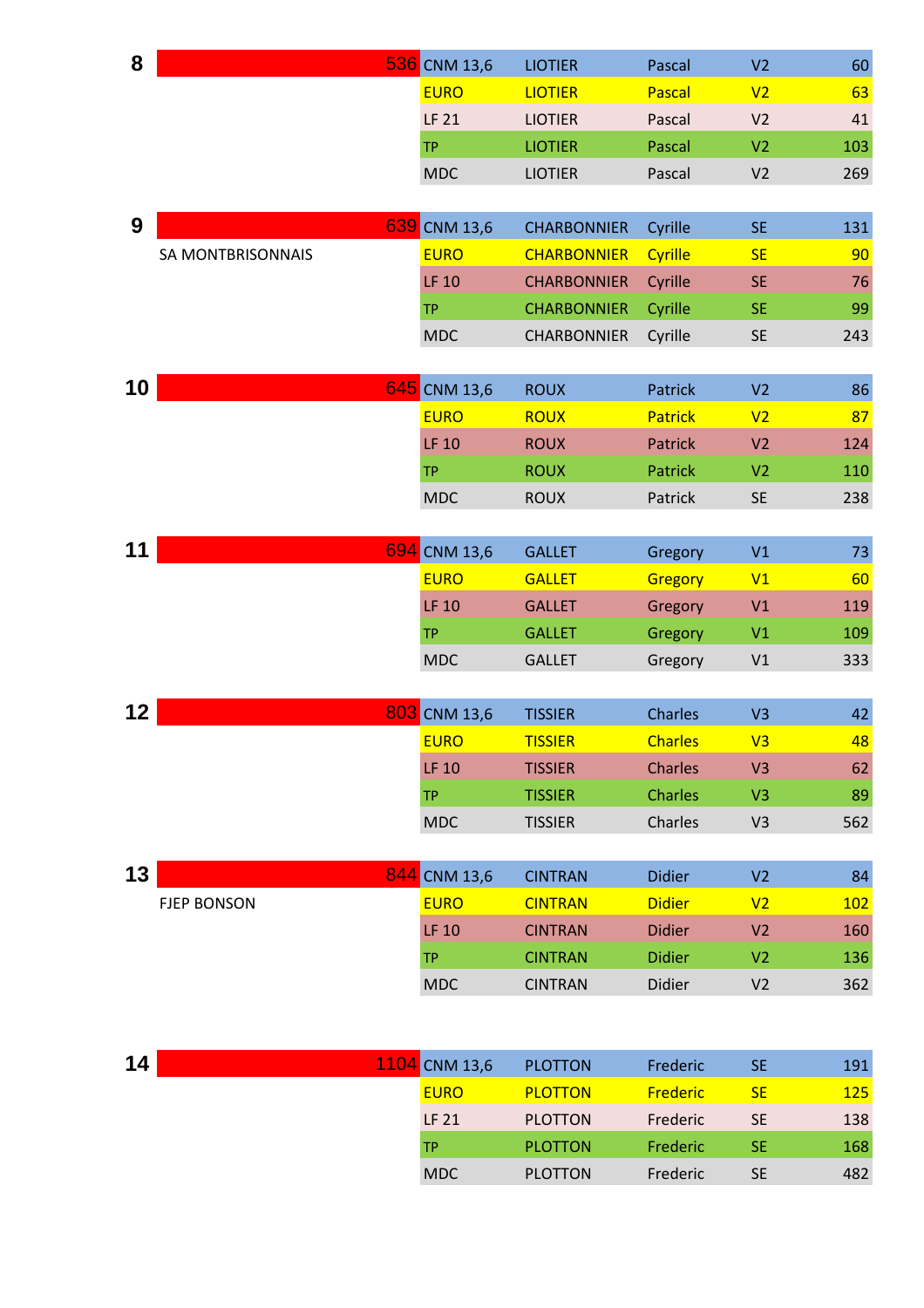| Rang | Club | Total | Épreuve | Nom | Prénom | Cat. | Points |
|---|---|---|---|---|---|---|---|
| 8 | | 536 | CNM 13,6 | LIOTIER | Pascal | V2 | 60 |
| | | | EURO | LIOTIER | Pascal | V2 | 63 |
| | | | LF 21 | LIOTIER | Pascal | V2 | 41 |
| | | | TP | LIOTIER | Pascal | V2 | 103 |
| | | | MDC | LIOTIER | Pascal | V2 | 269 |
| 9 | SA MONTBRISONNAIS | 639 | CNM 13,6 | CHARBONNIER | Cyrille | SE | 131 |
| | | | EURO | CHARBONNIER | Cyrille | SE | 90 |
| | | | LF 10 | CHARBONNIER | Cyrille | SE | 76 |
| | | | TP | CHARBONNIER | Cyrille | SE | 99 |
| | | | MDC | CHARBONNIER | Cyrille | SE | 243 |
| 10 | | 645 | CNM 13,6 | ROUX | Patrick | V2 | 86 |
| | | | EURO | ROUX | Patrick | V2 | 87 |
| | | | LF 10 | ROUX | Patrick | V2 | 124 |
| | | | TP | ROUX | Patrick | V2 | 110 |
| | | | MDC | ROUX | Patrick | SE | 238 |
| 11 | | 694 | CNM 13,6 | GALLET | Gregory | V1 | 73 |
| | | | EURO | GALLET | Gregory | V1 | 60 |
| | | | LF 10 | GALLET | Gregory | V1 | 119 |
| | | | TP | GALLET | Gregory | V1 | 109 |
| | | | MDC | GALLET | Gregory | V1 | 333 |
| 12 | | 803 | CNM 13,6 | TISSIER | Charles | V3 | 42 |
| | | | EURO | TISSIER | Charles | V3 | 48 |
| | | | LF 10 | TISSIER | Charles | V3 | 62 |
| | | | TP | TISSIER | Charles | V3 | 89 |
| | | | MDC | TISSIER | Charles | V3 | 562 |
| 13 | FJEP BONSON | 844 | CNM 13,6 | CINTRAN | Didier | V2 | 84 |
| | | | EURO | CINTRAN | Didier | V2 | 102 |
| | | | LF 10 | CINTRAN | Didier | V2 | 160 |
| | | | TP | CINTRAN | Didier | V2 | 136 |
| | | | MDC | CINTRAN | Didier | V2 | 362 |
| 14 | | 1104 | CNM 13,6 | PLOTTON | Frederic | SE | 191 |
| | | | EURO | PLOTTON | Frederic | SE | 125 |
| | | | LF 21 | PLOTTON | Frederic | SE | 138 |
| | | | TP | PLOTTON | Frederic | SE | 168 |
| | | | MDC | PLOTTON | Frederic | SE | 482 |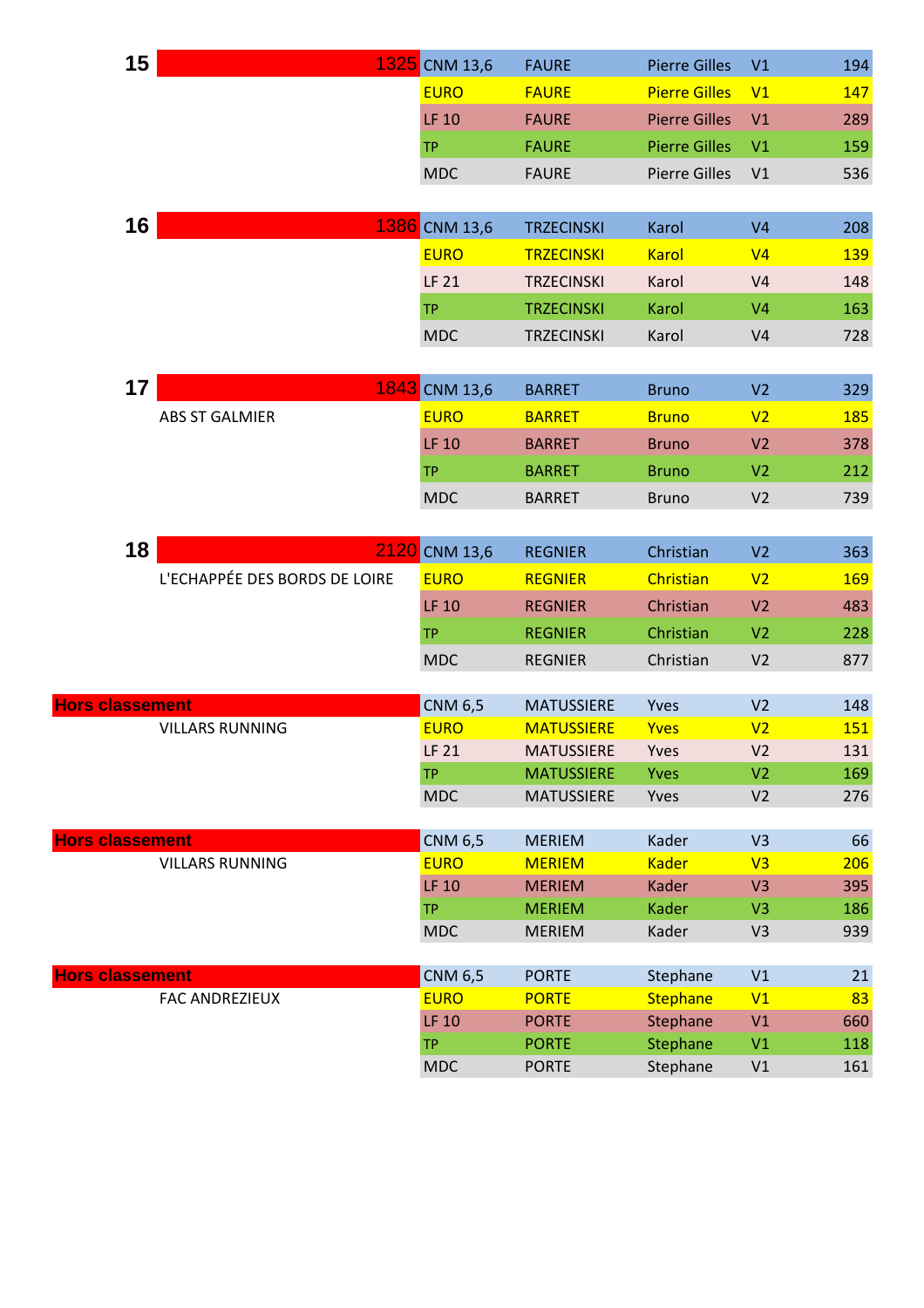| | | | | | | | |
|---|---|---|---|---|---|---|---|
| 15 | | 1325 | CNM 13,6 | FAURE | Pierre Gilles | V1 | 194 |
| | | | EURO | FAURE | Pierre Gilles | V1 | 147 |
| | | | LF 10 | FAURE | Pierre Gilles | V1 | 289 |
| | | | TP | FAURE | Pierre Gilles | V1 | 159 |
| | | | MDC | FAURE | Pierre Gilles | V1 | 536 |
| 16 | | 1386 | CNM 13,6 | TRZECINSKI | Karol | V4 | 208 |
| | | | EURO | TRZECINSKI | Karol | V4 | 139 |
| | | | LF 21 | TRZECINSKI | Karol | V4 | 148 |
| | | | TP | TRZECINSKI | Karol | V4 | 163 |
| | | | MDC | TRZECINSKI | Karol | V4 | 728 |
| 17 | | 1843 | CNM 13,6 | BARRET | Bruno | V2 | 329 |
| | ABS ST GALMIER | | EURO | BARRET | Bruno | V2 | 185 |
| | | | LF 10 | BARRET | Bruno | V2 | 378 |
| | | | TP | BARRET | Bruno | V2 | 212 |
| | | | MDC | BARRET | Bruno | V2 | 739 |
| 18 | | 2120 | CNM 13,6 | REGNIER | Christian | V2 | 363 |
| | L'ECHAPPÉE DES BORDS DE LOIRE | | EURO | REGNIER | Christian | V2 | 169 |
| | | | LF 10 | REGNIER | Christian | V2 | 483 |
| | | | TP | REGNIER | Christian | V2 | 228 |
| | | | MDC | REGNIER | Christian | V2 | 877 |
| Hors classement | | | CNM 6,5 | MATUSSIERE | Yves | V2 | 148 |
| | VILLARS RUNNING | | EURO | MATUSSIERE | Yves | V2 | 151 |
| | | | LF 21 | MATUSSIERE | Yves | V2 | 131 |
| | | | TP | MATUSSIERE | Yves | V2 | 169 |
| | | | MDC | MATUSSIERE | Yves | V2 | 276 |
| Hors classement | | | CNM 6,5 | MERIEM | Kader | V3 | 66 |
| | VILLARS RUNNING | | EURO | MERIEM | Kader | V3 | 206 |
| | | | LF 10 | MERIEM | Kader | V3 | 395 |
| | | | TP | MERIEM | Kader | V3 | 186 |
| | | | MDC | MERIEM | Kader | V3 | 939 |
| Hors classement | | | CNM 6,5 | PORTE | Stephane | V1 | 21 |
| | FAC ANDREZIEUX | | EURO | PORTE | Stephane | V1 | 83 |
| | | | LF 10 | PORTE | Stephane | V1 | 660 |
| | | | TP | PORTE | Stephane | V1 | 118 |
| | | | MDC | PORTE | Stephane | V1 | 161 |